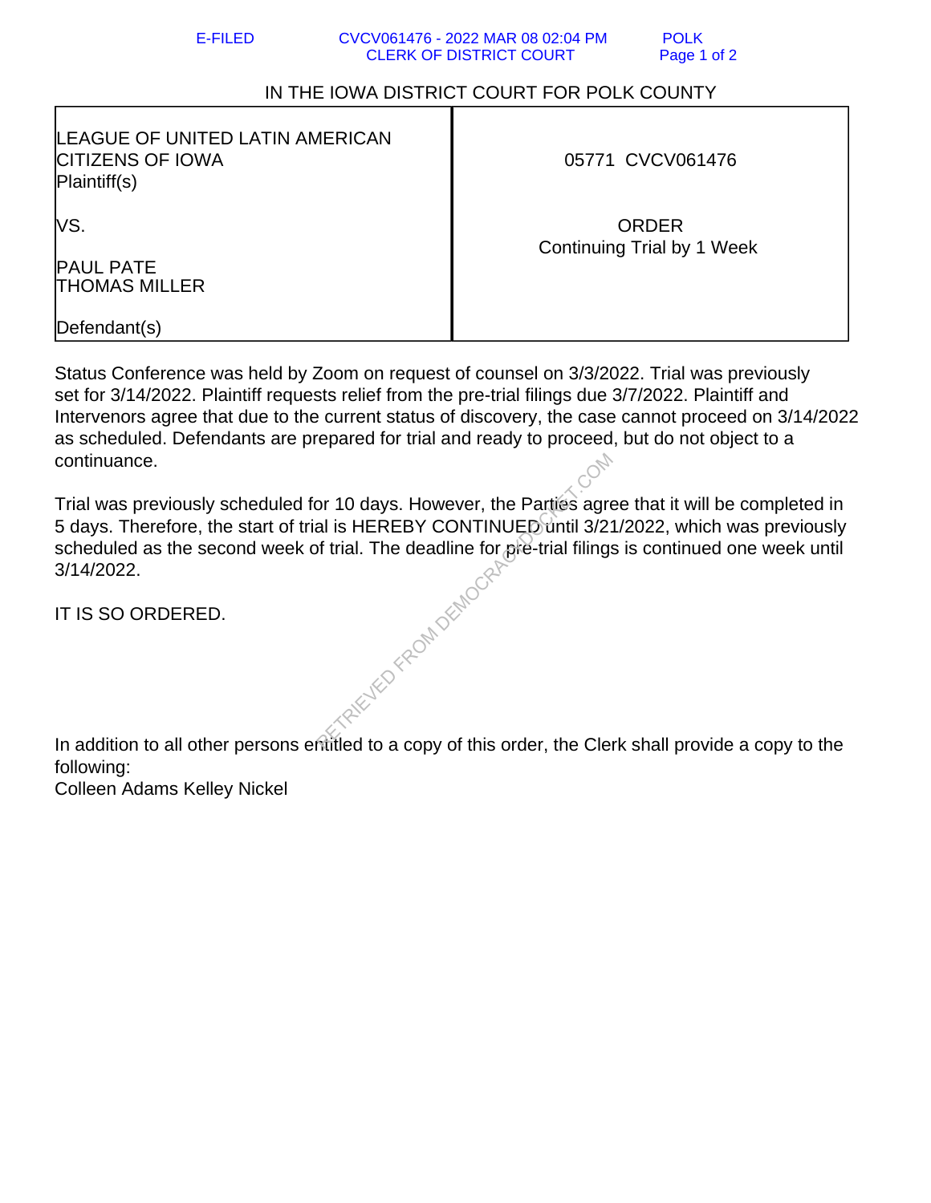IN THE IOWA DISTRICT COURT FOR POLK COUNTY

| LEAGUE OF UNITED LATIN AMERICAN CITIZENS OF IOWA Plaintiff(s) | 05771 CVCV061476 |
| --- | --- |
| VS. | ORDER Continuing Trial by 1 Week |
| PAUL PATE THOMAS MILLER | |
| Defendant(s) | |

Status Conference was held by Zoom on request of counsel on 3/3/2022. Trial was previously set for 3/14/2022. Plaintiff requests relief from the pre-trial filings due 3/7/2022. Plaintiff and Intervenors agree that due to the current status of discovery, the case cannot proceed on 3/14/2022 as scheduled. Defendants are prepared for trial and ready to proceed, but do not object to a continuance.

Trial was previously scheduled for 10 days. However, the Parties agree that it will be completed in 5 days. Therefore, the start of trial is HEREBY CONTINUED until 3/21/2022, which was previously scheduled as the second week of trial. The deadline for pre-trial filings is continued one week until 3/14/2022.

IT IS SO ORDERED.

In addition to all other persons entitled to a copy of this order, the Clerk shall provide a copy to the following:
Colleen Adams Kelley Nickel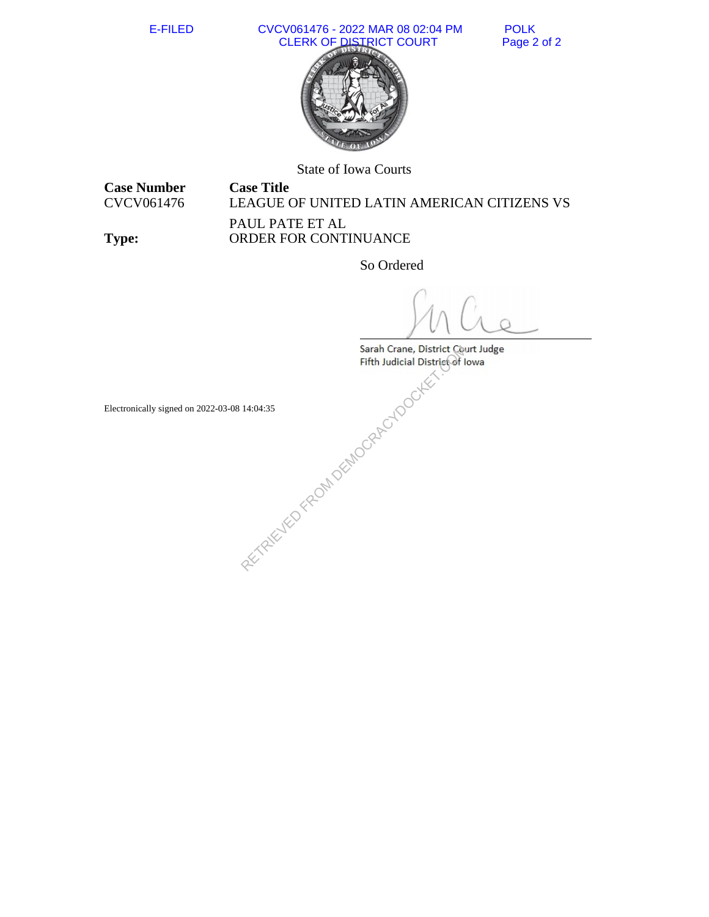State of Iowa Courts

| | |
|---|---|
| **Case Number** | **Case Title** |
| CVCV061476 | LEAGUE OF UNITED LATIN AMERICAN CITIZENS VS PAUL PATE ET AL |
| **Type:** | ORDER FOR CONTINUANCE |

So Ordered

Sarah Crane, District Court Judge
Fifth Judicial District of Iowa

Electronically signed on 2022-03-08 14:04:35